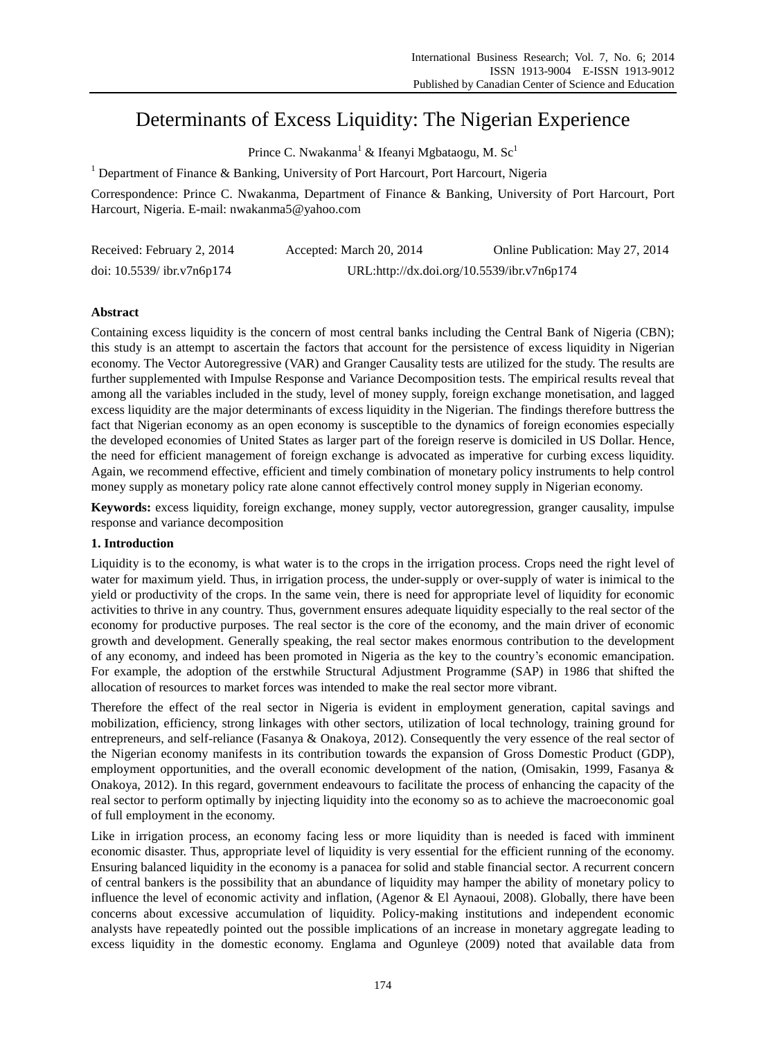# Determinants of Excess Liquidity: The Nigerian Experience

Prince C. Nwakanma[1] & Ifeanyi Mgbataogu, M. Sc[1]

[1] Department of Finance & Banking, University of Port Harcourt, Port Harcourt, Nigeria

Correspondence: Prince C. Nwakanma, Department of Finance & Banking, University of Port Harcourt, Port Harcourt, Nigeria. E-mail: nwakanma5@yahoo.com

Received: February 2, 2014 Accepted: March 20, 2014 Online Publication: May 27, 2014

doi: 10.5539/ ibr.v7n6p174 URL:http://dx.doi.org/10.5539/ibr.v7n6p174

## Abstract

Containing excess liquidity is the concern of most central banks including the Central Bank of Nigeria (CBN); this study is an attempt to ascertain the factors that account for the persistence of excess liquidity in Nigerian economy. The Vector Autoregressive (VAR) and Granger Causality tests are utilized for the study. The results are further supplemented with Impulse Response and Variance Decomposition tests. The empirical results reveal that among all the variables included in the study, level of money supply, foreign exchange monetisation, and lagged excess liquidity are the major determinants of excess liquidity in the Nigerian. The findings therefore buttress the fact that Nigerian economy as an open economy is susceptible to the dynamics of foreign economies especially the developed economies of United States as larger part of the foreign reserve is domiciled in US Dollar. Hence, the need for efficient management of foreign exchange is advocated as imperative for curbing excess liquidity. Again, we recommend effective, efficient and timely combination of monetary policy instruments to help control money supply as monetary policy rate alone cannot effectively control money supply in Nigerian economy.

**Keywords:** excess liquidity, foreign exchange, money supply, vector autoregression, granger causality, impulse response and variance decomposition

## 1. Introduction

Liquidity is to the economy, is what water is to the crops in the irrigation process. Crops need the right level of water for maximum yield. Thus, in irrigation process, the under-supply or over-supply of water is inimical to the yield or productivity of the crops. In the same vein, there is need for appropriate level of liquidity for economic activities to thrive in any country. Thus, government ensures adequate liquidity especially to the real sector of the economy for productive purposes. The real sector is the core of the economy, and the main driver of economic growth and development. Generally speaking, the real sector makes enormous contribution to the development of any economy, and indeed has been promoted in Nigeria as the key to the country's economic emancipation. For example, the adoption of the erstwhile Structural Adjustment Programme (SAP) in 1986 that shifted the allocation of resources to market forces was intended to make the real sector more vibrant.

Therefore the effect of the real sector in Nigeria is evident in employment generation, capital savings and mobilization, efficiency, strong linkages with other sectors, utilization of local technology, training ground for entrepreneurs, and self-reliance (Fasanya & Onakoya, 2012). Consequently the very essence of the real sector of the Nigerian economy manifests in its contribution towards the expansion of Gross Domestic Product (GDP), employment opportunities, and the overall economic development of the nation, (Omisakin, 1999, Fasanya & Onakoya, 2012). In this regard, government endeavours to facilitate the process of enhancing the capacity of the real sector to perform optimally by injecting liquidity into the economy so as to achieve the macroeconomic goal of full employment in the economy.

Like in irrigation process, an economy facing less or more liquidity than is needed is faced with imminent economic disaster. Thus, appropriate level of liquidity is very essential for the efficient running of the economy. Ensuring balanced liquidity in the economy is a panacea for solid and stable financial sector. A recurrent concern of central bankers is the possibility that an abundance of liquidity may hamper the ability of monetary policy to influence the level of economic activity and inflation, (Agenor & El Aynaoui, 2008). Globally, there have been concerns about excessive accumulation of liquidity. Policy-making institutions and independent economic analysts have repeatedly pointed out the possible implications of an increase in monetary aggregate leading to excess liquidity in the domestic economy. Englama and Ogunleye (2009) noted that available data from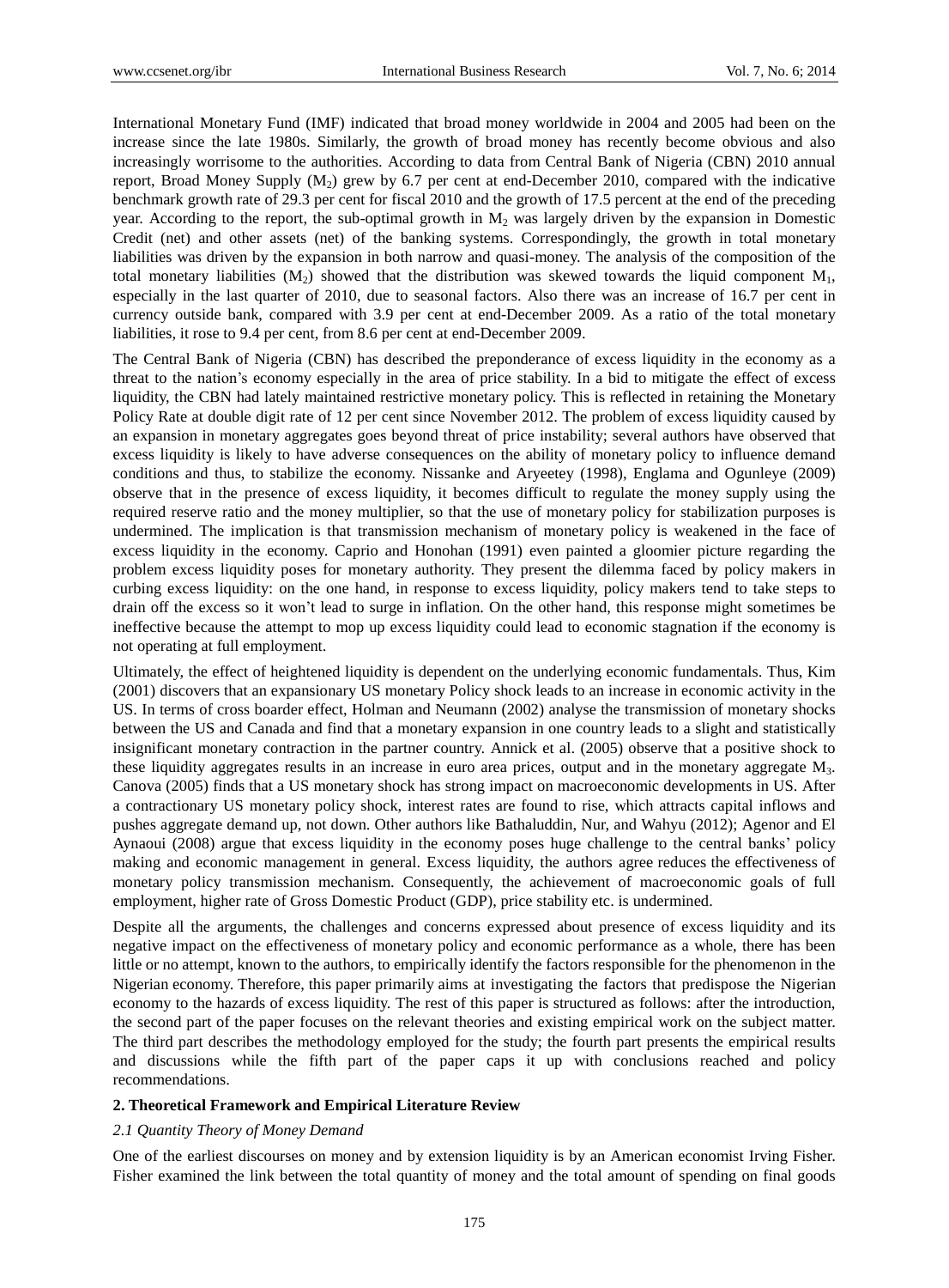International Monetary Fund (IMF) indicated that broad money worldwide in 2004 and 2005 had been on the increase since the late 1980s. Similarly, the growth of broad money has recently become obvious and also increasingly worrisome to the authorities. According to data from Central Bank of Nigeria (CBN) 2010 annual report, Broad Money Supply ($M_2$) grew by 6.7 per cent at end-December 2010, compared with the indicative benchmark growth rate of 29.3 per cent for fiscal 2010 and the growth of 17.5 percent at the end of the preceding year. According to the report, the sub-optimal growth in $M_2$ was largely driven by the expansion in Domestic Credit (net) and other assets (net) of the banking systems. Correspondingly, the growth in total monetary liabilities was driven by the expansion in both narrow and quasi-money. The analysis of the composition of the total monetary liabilities ($M_2$) showed that the distribution was skewed towards the liquid component $M_1$, especially in the last quarter of 2010, due to seasonal factors. Also there was an increase of 16.7 per cent in currency outside bank, compared with 3.9 per cent at end-December 2009. As a ratio of the total monetary liabilities, it rose to 9.4 per cent, from 8.6 per cent at end-December 2009.

The Central Bank of Nigeria (CBN) has described the preponderance of excess liquidity in the economy as a threat to the nation's economy especially in the area of price stability. In a bid to mitigate the effect of excess liquidity, the CBN had lately maintained restrictive monetary policy. This is reflected in retaining the Monetary Policy Rate at double digit rate of 12 per cent since November 2012. The problem of excess liquidity caused by an expansion in monetary aggregates goes beyond threat of price instability; several authors have observed that excess liquidity is likely to have adverse consequences on the ability of monetary policy to influence demand conditions and thus, to stabilize the economy. Nissanke and Aryeetey (1998), Englama and Ogunleye (2009) observe that in the presence of excess liquidity, it becomes difficult to regulate the money supply using the required reserve ratio and the money multiplier, so that the use of monetary policy for stabilization purposes is undermined. The implication is that transmission mechanism of monetary policy is weakened in the face of excess liquidity in the economy. Caprio and Honohan (1991) even painted a gloomier picture regarding the problem excess liquidity poses for monetary authority. They present the dilemma faced by policy makers in curbing excess liquidity: on the one hand, in response to excess liquidity, policy makers tend to take steps to drain off the excess so it won't lead to surge in inflation. On the other hand, this response might sometimes be ineffective because the attempt to mop up excess liquidity could lead to economic stagnation if the economy is not operating at full employment.

Ultimately, the effect of heightened liquidity is dependent on the underlying economic fundamentals. Thus, Kim (2001) discovers that an expansionary US monetary Policy shock leads to an increase in economic activity in the US. In terms of cross boarder effect, Holman and Neumann (2002) analyse the transmission of monetary shocks between the US and Canada and find that a monetary expansion in one country leads to a slight and statistically insignificant monetary contraction in the partner country. Annick et al. (2005) observe that a positive shock to these liquidity aggregates results in an increase in euro area prices, output and in the monetary aggregate $M_3$. Canova (2005) finds that a US monetary shock has strong impact on macroeconomic developments in US. After a contractionary US monetary policy shock, interest rates are found to rise, which attracts capital inflows and pushes aggregate demand up, not down. Other authors like Bathaluddin, Nur, and Wahyu (2012); Agenor and El Aynaoui (2008) argue that excess liquidity in the economy poses huge challenge to the central banks' policy making and economic management in general. Excess liquidity, the authors agree reduces the effectiveness of monetary policy transmission mechanism. Consequently, the achievement of macroeconomic goals of full employment, higher rate of Gross Domestic Product (GDP), price stability etc. is undermined.

Despite all the arguments, the challenges and concerns expressed about presence of excess liquidity and its negative impact on the effectiveness of monetary policy and economic performance as a whole, there has been little or no attempt, known to the authors, to empirically identify the factors responsible for the phenomenon in the Nigerian economy. Therefore, this paper primarily aims at investigating the factors that predispose the Nigerian economy to the hazards of excess liquidity. The rest of this paper is structured as follows: after the introduction, the second part of the paper focuses on the relevant theories and existing empirical work on the subject matter. The third part describes the methodology employed for the study; the fourth part presents the empirical results and discussions while the fifth part of the paper caps it up with conclusions reached and policy recommendations.

## 2. Theoretical Framework and Empirical Literature Review

### *2.1 Quantity Theory of Money Demand*

One of the earliest discourses on money and by extension liquidity is by an American economist Irving Fisher. Fisher examined the link between the total quantity of money and the total amount of spending on final goods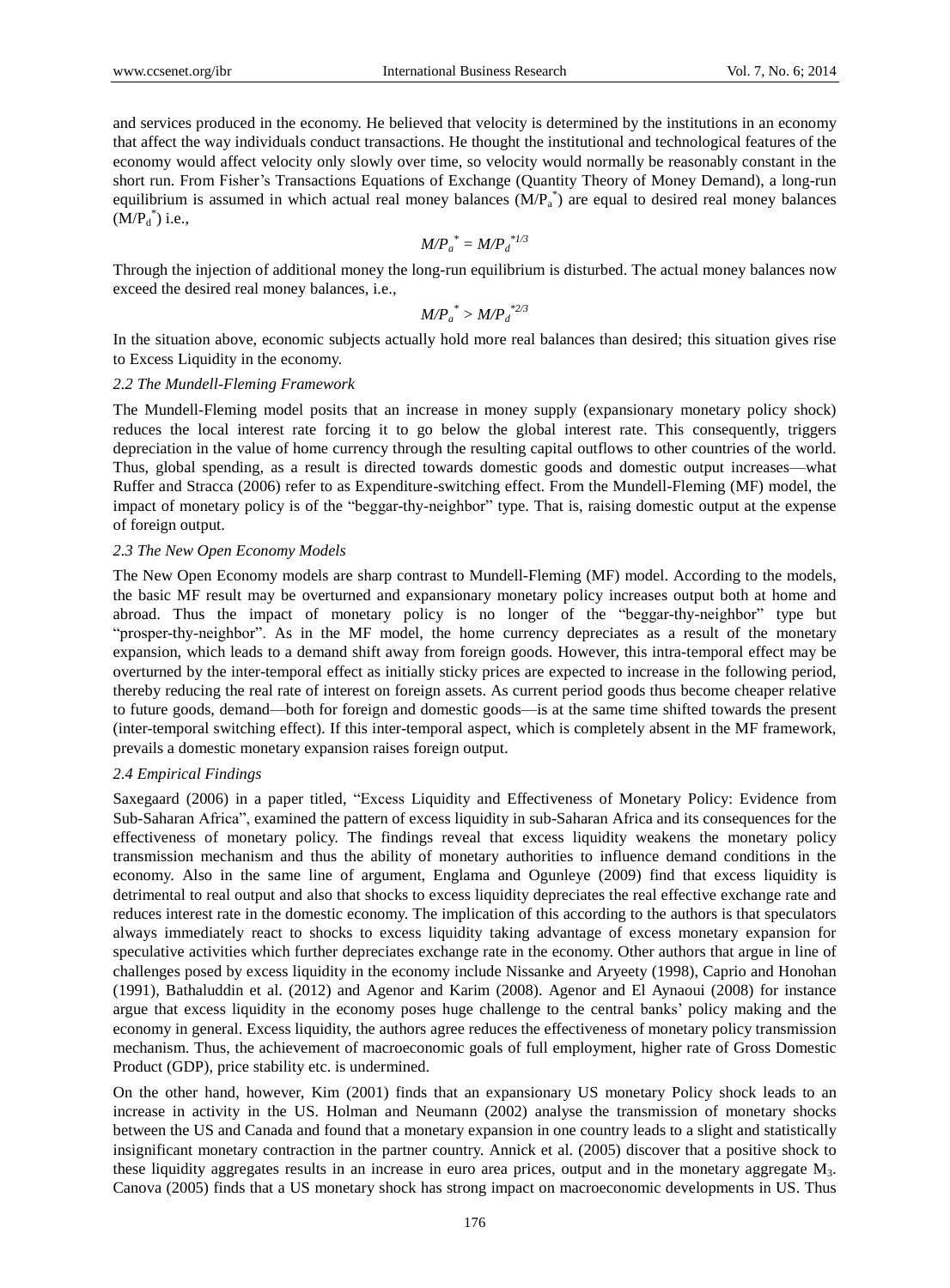and services produced in the economy. He believed that velocity is determined by the institutions in an economy that affect the way individuals conduct transactions. He thought the institutional and technological features of the economy would affect velocity only slowly over time, so velocity would normally be reasonably constant in the short run. From Fisher's Transactions Equations of Exchange (Quantity Theory of Money Demand), a long-run equilibrium is assumed in which actual real money balances ($M/P_a^*$) are equal to desired real money balances ($M/P_d^*$) i.e.,

$$M/P_a^* = M/P_d^{*1/3}$$

Through the injection of additional money the long-run equilibrium is disturbed. The actual money balances now exceed the desired real money balances, i.e.,

$$M/P_a^* > M/P_d^{*2/3}$$

In the situation above, economic subjects actually hold more real balances than desired; this situation gives rise to Excess Liquidity in the economy.

### *2.2 The Mundell-Fleming Framework*

The Mundell-Fleming model posits that an increase in money supply (expansionary monetary policy shock) reduces the local interest rate forcing it to go below the global interest rate. This consequently, triggers depreciation in the value of home currency through the resulting capital outflows to other countries of the world. Thus, global spending, as a result is directed towards domestic goods and domestic output increases—what Ruffer and Stracca (2006) refer to as Expenditure-switching effect. From the Mundell-Fleming (MF) model, the impact of monetary policy is of the "beggar-thy-neighbor" type. That is, raising domestic output at the expense of foreign output.

### *2.3 The New Open Economy Models*

The New Open Economy models are sharp contrast to Mundell-Fleming (MF) model. According to the models, the basic MF result may be overturned and expansionary monetary policy increases output both at home and abroad. Thus the impact of monetary policy is no longer of the "beggar-thy-neighbor" type but "prosper-thy-neighbor". As in the MF model, the home currency depreciates as a result of the monetary expansion, which leads to a demand shift away from foreign goods. However, this intra-temporal effect may be overturned by the inter-temporal effect as initially sticky prices are expected to increase in the following period, thereby reducing the real rate of interest on foreign assets. As current period goods thus become cheaper relative to future goods, demand—both for foreign and domestic goods—is at the same time shifted towards the present (inter-temporal switching effect). If this inter-temporal aspect, which is completely absent in the MF framework, prevails a domestic monetary expansion raises foreign output.

### *2.4 Empirical Findings*

Saxegaard (2006) in a paper titled, "Excess Liquidity and Effectiveness of Monetary Policy: Evidence from Sub-Saharan Africa", examined the pattern of excess liquidity in sub-Saharan Africa and its consequences for the effectiveness of monetary policy. The findings reveal that excess liquidity weakens the monetary policy transmission mechanism and thus the ability of monetary authorities to influence demand conditions in the economy. Also in the same line of argument, Englama and Ogunleye (2009) find that excess liquidity is detrimental to real output and also that shocks to excess liquidity depreciates the real effective exchange rate and reduces interest rate in the domestic economy. The implication of this according to the authors is that speculators always immediately react to shocks to excess liquidity taking advantage of excess monetary expansion for speculative activities which further depreciates exchange rate in the economy. Other authors that argue in line of challenges posed by excess liquidity in the economy include Nissanke and Aryeety (1998), Caprio and Honohan (1991), Bathaluddin et al. (2012) and Agenor and Karim (2008). Agenor and El Aynaoui (2008) for instance argue that excess liquidity in the economy poses huge challenge to the central banks' policy making and the economy in general. Excess liquidity, the authors agree reduces the effectiveness of monetary policy transmission mechanism. Thus, the achievement of macroeconomic goals of full employment, higher rate of Gross Domestic Product (GDP), price stability etc. is undermined.

On the other hand, however, Kim (2001) finds that an expansionary US monetary Policy shock leads to an increase in activity in the US. Holman and Neumann (2002) analyse the transmission of monetary shocks between the US and Canada and found that a monetary expansion in one country leads to a slight and statistically insignificant monetary contraction in the partner country. Annick et al. (2005) discover that a positive shock to these liquidity aggregates results in an increase in euro area prices, output and in the monetary aggregate $M_3$. Canova (2005) finds that a US monetary shock has strong impact on macroeconomic developments in US. Thus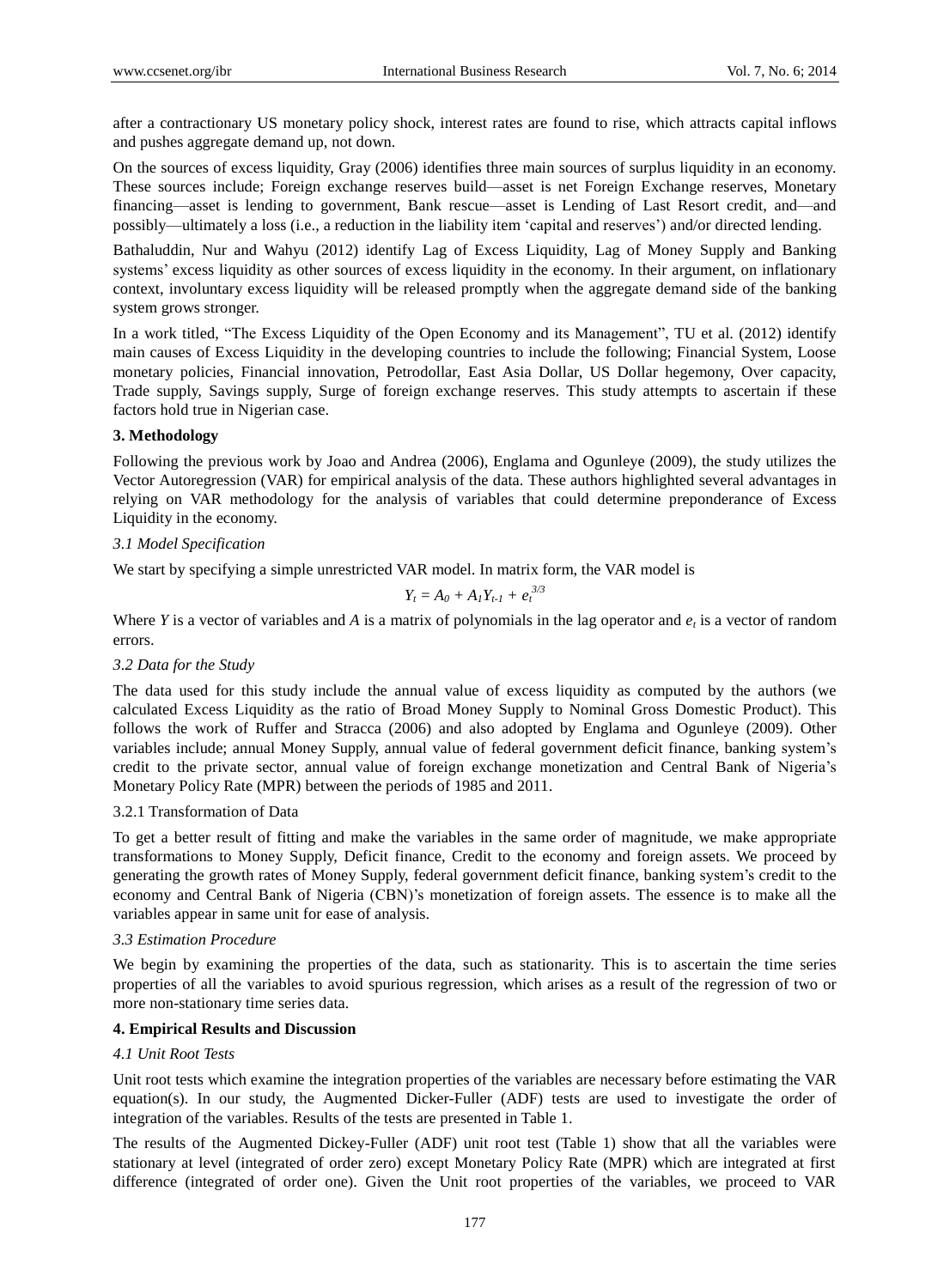after a contractionary US monetary policy shock, interest rates are found to rise, which attracts capital inflows and pushes aggregate demand up, not down.

On the sources of excess liquidity, Gray (2006) identifies three main sources of surplus liquidity in an economy. These sources include; Foreign exchange reserves build—asset is net Foreign Exchange reserves, Monetary financing—asset is lending to government, Bank rescue—asset is Lending of Last Resort credit, and—and possibly—ultimately a loss (i.e., a reduction in the liability item 'capital and reserves') and/or directed lending.

Bathaluddin, Nur and Wahyu (2012) identify Lag of Excess Liquidity, Lag of Money Supply and Banking systems' excess liquidity as other sources of excess liquidity in the economy. In their argument, on inflationary context, involuntary excess liquidity will be released promptly when the aggregate demand side of the banking system grows stronger.

In a work titled, "The Excess Liquidity of the Open Economy and its Management", TU et al. (2012) identify main causes of Excess Liquidity in the developing countries to include the following; Financial System, Loose monetary policies, Financial innovation, Petrodollar, East Asia Dollar, US Dollar hegemony, Over capacity, Trade supply, Savings supply, Surge of foreign exchange reserves. This study attempts to ascertain if these factors hold true in Nigerian case.

## 3. Methodology

Following the previous work by Joao and Andrea (2006), Englama and Ogunleye (2009), the study utilizes the Vector Autoregression (VAR) for empirical analysis of the data. These authors highlighted several advantages in relying on VAR methodology for the analysis of variables that could determine preponderance of Excess Liquidity in the economy.

### 3.1 Model Specification

We start by specifying a simple unrestricted VAR model. In matrix form, the VAR model is

$$Y_t = A_0 + A_1 Y_{t-1} + e_t^{3/3}$$

Where $Y$ is a vector of variables and $A$ is a matrix of polynomials in the lag operator and $e_t$ is a vector of random errors.

### 3.2 Data for the Study

The data used for this study include the annual value of excess liquidity as computed by the authors (we calculated Excess Liquidity as the ratio of Broad Money Supply to Nominal Gross Domestic Product). This follows the work of Ruffer and Stracca (2006) and also adopted by Englama and Ogunleye (2009). Other variables include; annual Money Supply, annual value of federal government deficit finance, banking system's credit to the private sector, annual value of foreign exchange monetization and Central Bank of Nigeria's Monetary Policy Rate (MPR) between the periods of 1985 and 2011.

#### 3.2.1 Transformation of Data

To get a better result of fitting and make the variables in the same order of magnitude, we make appropriate transformations to Money Supply, Deficit finance, Credit to the economy and foreign assets. We proceed by generating the growth rates of Money Supply, federal government deficit finance, banking system's credit to the economy and Central Bank of Nigeria (CBN)'s monetization of foreign assets. The essence is to make all the variables appear in same unit for ease of analysis.

### 3.3 Estimation Procedure

We begin by examining the properties of the data, such as stationarity. This is to ascertain the time series properties of all the variables to avoid spurious regression, which arises as a result of the regression of two or more non-stationary time series data.

## 4. Empirical Results and Discussion

### 4.1 Unit Root Tests

Unit root tests which examine the integration properties of the variables are necessary before estimating the VAR equation(s). In our study, the Augmented Dicker-Fuller (ADF) tests are used to investigate the order of integration of the variables. Results of the tests are presented in Table 1.

The results of the Augmented Dickey-Fuller (ADF) unit root test (Table 1) show that all the variables were stationary at level (integrated of order zero) except Monetary Policy Rate (MPR) which are integrated at first difference (integrated of order one). Given the Unit root properties of the variables, we proceed to VAR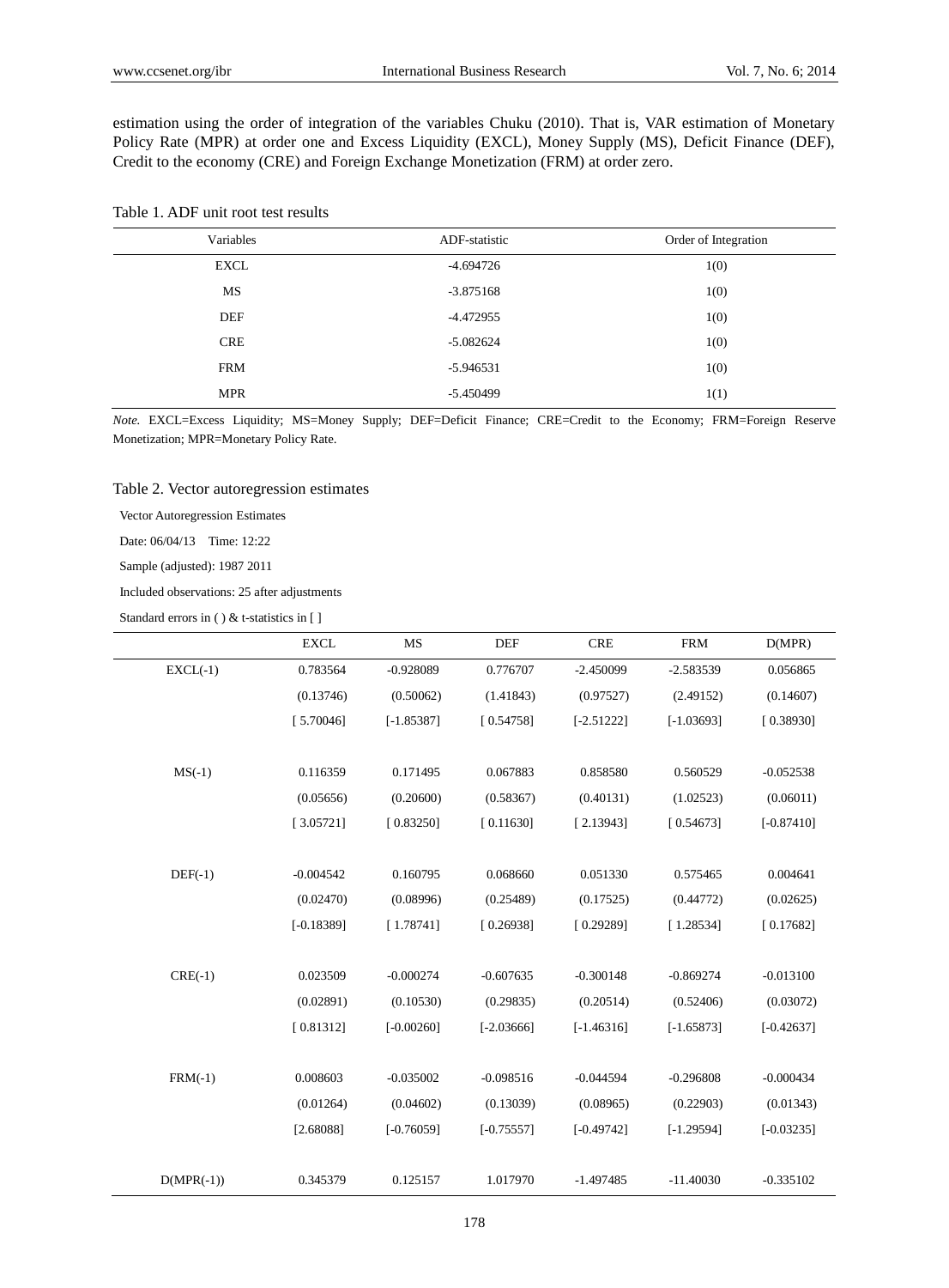estimation using the order of integration of the variables Chuku (2010). That is, VAR estimation of Monetary Policy Rate (MPR) at order one and Excess Liquidity (EXCL), Money Supply (MS), Deficit Finance (DEF), Credit to the economy (CRE) and Foreign Exchange Monetization (FRM) at order zero.

Table 1. ADF unit root test results

| Variables | ADF-statistic | Order of Integration |
|---|---|---|
| EXCL | -4.694726 | 1(0) |
| MS | -3.875168 | 1(0) |
| DEF | -4.472955 | 1(0) |
| CRE | -5.082624 | 1(0) |
| FRM | -5.946531 | 1(0) |
| MPR | -5.450499 | 1(1) |

*Note.* EXCL=Excess Liquidity; MS=Money Supply; DEF=Deficit Finance; CRE=Credit to the Economy; FRM=Foreign Reserve Monetization; MPR=Monetary Policy Rate.

Table 2. Vector autoregression estimates

Vector Autoregression Estimates

Date: 06/04/13 Time: 12:22

Sample (adjusted): 1987 2011

Included observations: 25 after adjustments

Standard errors in ( ) & t-statistics in [ ]

| | EXCL | MS | DEF | CRE | FRM | D(MPR) |
|---|---|---|---|---|---|---|
| EXCL(-1) | 0.783564 | -0.928089 | 0.776707 | -2.450099 | -2.583539 | 0.056865 |
| | (0.13746) | (0.50062) | (1.41843) | (0.97527) | (2.49152) | (0.14607) |
| | [ 5.70046] | [-1.85387] | [ 0.54758] | [-2.51222] | [-1.03693] | [ 0.38930] |
| MS(-1) | 0.116359 | 0.171495 | 0.067883 | 0.858580 | 0.560529 | -0.052538 |
| | (0.05656) | (0.20600) | (0.58367) | (0.40131) | (1.02523) | (0.06011) |
| | [ 3.05721] | [ 0.83250] | [ 0.11630] | [ 2.13943] | [ 0.54673] | [-0.87410] |
| DEF(-1) | -0.004542 | 0.160795 | 0.068660 | 0.051330 | 0.575465 | 0.004641 |
| | (0.02470) | (0.08996) | (0.25489) | (0.17525) | (0.44772) | (0.02625) |
| | [-0.18389] | [ 1.78741] | [ 0.26938] | [ 0.29289] | [ 1.28534] | [ 0.17682] |
| CRE(-1) | 0.023509 | -0.000274 | -0.607635 | -0.300148 | -0.869274 | -0.013100 |
| | (0.02891) | (0.10530) | (0.29835) | (0.20514) | (0.52406) | (0.03072) |
| | [ 0.81312] | [-0.00260] | [-2.03666] | [-1.46316] | [-1.65873] | [-0.42637] |
| FRM(-1) | 0.008603 | -0.035002 | -0.098516 | -0.044594 | -0.296808 | -0.000434 |
| | (0.01264) | (0.04602) | (0.13039) | (0.08965) | (0.22903) | (0.01343) |
| | [2.68088] | [-0.76059] | [-0.75557] | [-0.49742] | [-1.29594] | [-0.03235] |
| D(MPR(-1)) | 0.345379 | 0.125157 | 1.017970 | -1.497485 | -11.40030 | -0.335102 |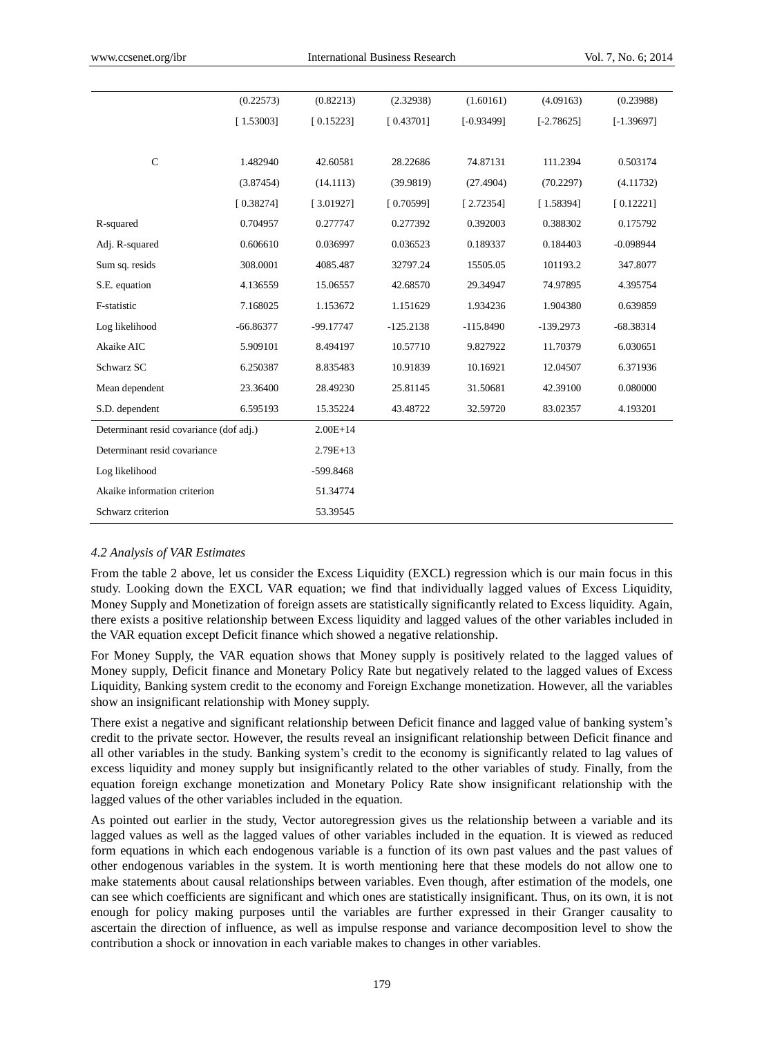| | | | | | | |
|---|---|---|---|---|---|---|
| | (0.22573) | (0.82213) | (2.32938) | (1.60161) | (4.09163) | (0.23988) |
| | [ 1.53003] | [ 0.15223] | [ 0.43701] | [-0.93499] | [-2.78625] | [-1.39697] |
| C | 1.482940 | 42.60581 | 28.22686 | 74.87131 | 111.2394 | 0.503174 |
| | (3.87454) | (14.1113) | (39.9819) | (27.4904) | (70.2297) | (4.11732) |
| | [ 0.38274] | [ 3.01927] | [ 0.70599] | [ 2.72354] | [ 1.58394] | [ 0.12221] |
| R-squared | 0.704957 | 0.277747 | 0.277392 | 0.392003 | 0.388302 | 0.175792 |
| Adj. R-squared | 0.606610 | 0.036997 | 0.036523 | 0.189337 | 0.184403 | -0.098944 |
| Sum sq. resids | 308.0001 | 4085.487 | 32797.24 | 15505.05 | 101193.2 | 347.8077 |
| S.E. equation | 4.136559 | 15.06557 | 42.68570 | 29.34947 | 74.97895 | 4.395754 |
| F-statistic | 7.168025 | 1.153672 | 1.151629 | 1.934236 | 1.904380 | 0.639859 |
| Log likelihood | -66.86377 | -99.17747 | -125.2138 | -115.8490 | -139.2973 | -68.38314 |
| Akaike AIC | 5.909101 | 8.494197 | 10.57710 | 9.827922 | 11.70379 | 6.030651 |
| Schwarz SC | 6.250387 | 8.835483 | 10.91839 | 10.16921 | 12.04507 | 6.371936 |
| Mean dependent | 23.36400 | 28.49230 | 25.81145 | 31.50681 | 42.39100 | 0.080000 |
| S.D. dependent | 6.595193 | 15.35224 | 43.48722 | 32.59720 | 83.02357 | 4.193201 |
| Determinant resid covariance (dof adj.) | | 2.00E+14 | | | | |
| Determinant resid covariance | | 2.79E+13 | | | | |
| Log likelihood | | -599.8468 | | | | |
| Akaike information criterion | | 51.34774 | | | | |
| Schwarz criterion | | 53.39545 | | | | |

### *4.2 Analysis of VAR Estimates*

From the table 2 above, let us consider the Excess Liquidity (EXCL) regression which is our main focus in this study. Looking down the EXCL VAR equation; we find that individually lagged values of Excess Liquidity, Money Supply and Monetization of foreign assets are statistically significantly related to Excess liquidity. Again, there exists a positive relationship between Excess liquidity and lagged values of the other variables included in the VAR equation except Deficit finance which showed a negative relationship.

For Money Supply, the VAR equation shows that Money supply is positively related to the lagged values of Money supply, Deficit finance and Monetary Policy Rate but negatively related to the lagged values of Excess Liquidity, Banking system credit to the economy and Foreign Exchange monetization. However, all the variables show an insignificant relationship with Money supply.

There exist a negative and significant relationship between Deficit finance and lagged value of banking system's credit to the private sector. However, the results reveal an insignificant relationship between Deficit finance and all other variables in the study. Banking system's credit to the economy is significantly related to lag values of excess liquidity and money supply but insignificantly related to the other variables of study. Finally, from the equation foreign exchange monetization and Monetary Policy Rate show insignificant relationship with the lagged values of the other variables included in the equation.

As pointed out earlier in the study, Vector autoregression gives us the relationship between a variable and its lagged values as well as the lagged values of other variables included in the equation. It is viewed as reduced form equations in which each endogenous variable is a function of its own past values and the past values of other endogenous variables in the system. It is worth mentioning here that these models do not allow one to make statements about causal relationships between variables. Even though, after estimation of the models, one can see which coefficients are significant and which ones are statistically insignificant. Thus, on its own, it is not enough for policy making purposes until the variables are further expressed in their Granger causality to ascertain the direction of influence, as well as impulse response and variance decomposition level to show the contribution a shock or innovation in each variable makes to changes in other variables.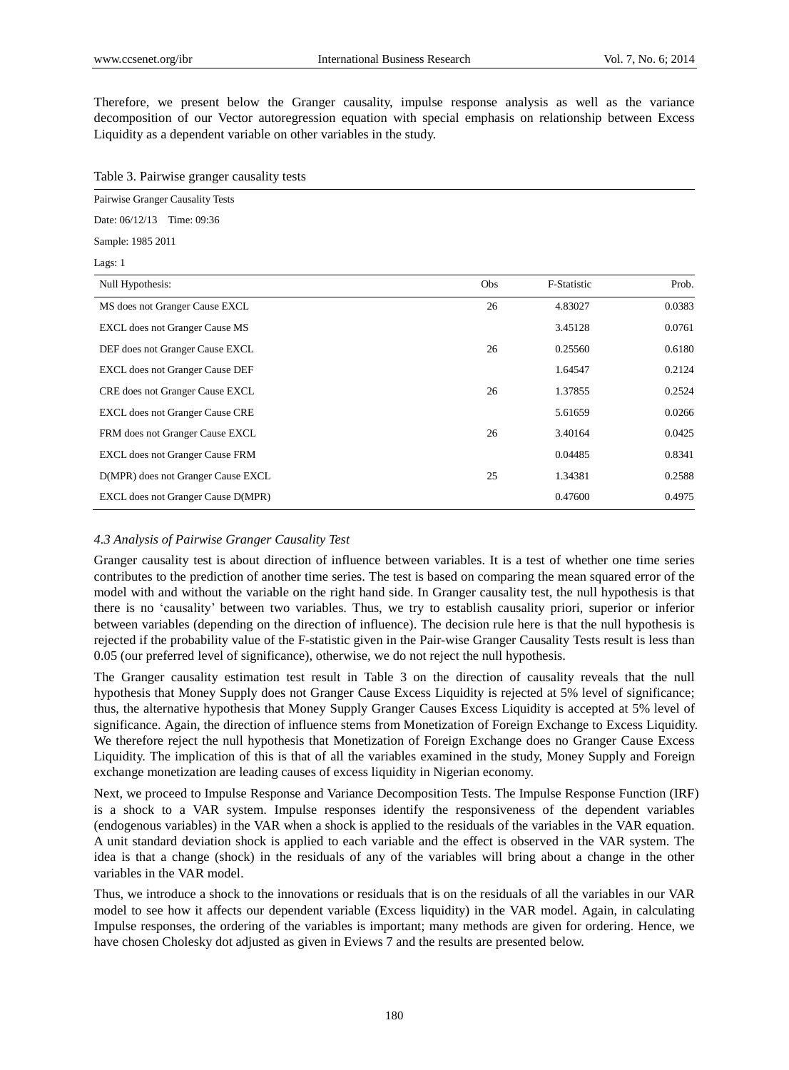Therefore, we present below the Granger causality, impulse response analysis as well as the variance decomposition of our Vector autoregression equation with special emphasis on relationship between Excess Liquidity as a dependent variable on other variables in the study.

Table 3. Pairwise granger causality tests

Pairwise Granger Causality Tests

Date: 06/12/13 Time: 09:36

Sample: 1985 2011

Lags: 1

| Null Hypothesis: | Obs | F-Statistic | Prob. |
|---|---|---|---|
| MS does not Granger Cause EXCL | 26 | 4.83027 | 0.0383 |
| EXCL does not Granger Cause MS | | 3.45128 | 0.0761 |
| DEF does not Granger Cause EXCL | 26 | 0.25560 | 0.6180 |
| EXCL does not Granger Cause DEF | | 1.64547 | 0.2124 |
| CRE does not Granger Cause EXCL | 26 | 1.37855 | 0.2524 |
| EXCL does not Granger Cause CRE | | 5.61659 | 0.0266 |
| FRM does not Granger Cause EXCL | 26 | 3.40164 | 0.0425 |
| EXCL does not Granger Cause FRM | | 0.04485 | 0.8341 |
| D(MPR) does not Granger Cause EXCL | 25 | 1.34381 | 0.2588 |
| EXCL does not Granger Cause D(MPR) | | 0.47600 | 0.4975 |

### *4.3 Analysis of Pairwise Granger Causality Test*

Granger causality test is about direction of influence between variables. It is a test of whether one time series contributes to the prediction of another time series. The test is based on comparing the mean squared error of the model with and without the variable on the right hand side. In Granger causality test, the null hypothesis is that there is no 'causality' between two variables. Thus, we try to establish causality priori, superior or inferior between variables (depending on the direction of influence). The decision rule here is that the null hypothesis is rejected if the probability value of the F-statistic given in the Pair-wise Granger Causality Tests result is less than 0.05 (our preferred level of significance), otherwise, we do not reject the null hypothesis.

The Granger causality estimation test result in Table 3 on the direction of causality reveals that the null hypothesis that Money Supply does not Granger Cause Excess Liquidity is rejected at 5% level of significance; thus, the alternative hypothesis that Money Supply Granger Causes Excess Liquidity is accepted at 5% level of significance. Again, the direction of influence stems from Monetization of Foreign Exchange to Excess Liquidity. We therefore reject the null hypothesis that Monetization of Foreign Exchange does no Granger Cause Excess Liquidity. The implication of this is that of all the variables examined in the study, Money Supply and Foreign exchange monetization are leading causes of excess liquidity in Nigerian economy.

Next, we proceed to Impulse Response and Variance Decomposition Tests. The Impulse Response Function (IRF) is a shock to a VAR system. Impulse responses identify the responsiveness of the dependent variables (endogenous variables) in the VAR when a shock is applied to the residuals of the variables in the VAR equation. A unit standard deviation shock is applied to each variable and the effect is observed in the VAR system. The idea is that a change (shock) in the residuals of any of the variables will bring about a change in the other variables in the VAR model.

Thus, we introduce a shock to the innovations or residuals that is on the residuals of all the variables in our VAR model to see how it affects our dependent variable (Excess liquidity) in the VAR model. Again, in calculating Impulse responses, the ordering of the variables is important; many methods are given for ordering. Hence, we have chosen Cholesky dot adjusted as given in Eviews 7 and the results are presented below.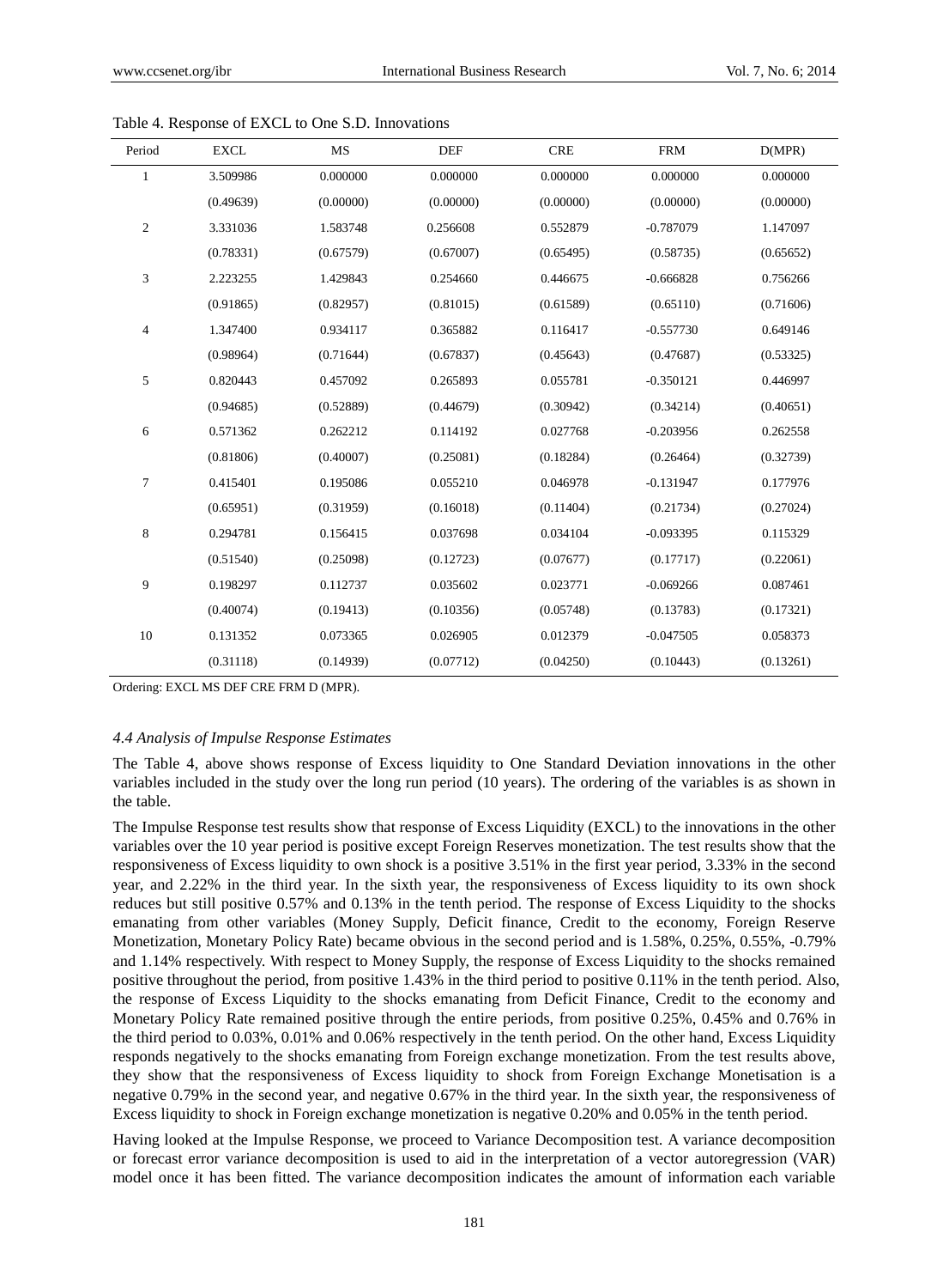Table 4. Response of EXCL to One S.D. Innovations

| Period | EXCL | MS | DEF | CRE | FRM | D(MPR) |
|---|---|---|---|---|---|---|
| 1 | 3.509986 | 0.000000 | 0.000000 | 0.000000 | 0.000000 | 0.000000 |
| | (0.49639) | (0.00000) | (0.00000) | (0.00000) | (0.00000) | (0.00000) |
| 2 | 3.331036 | 1.583748 | 0.256608 | 0.552879 | -0.787079 | 1.147097 |
| | (0.78331) | (0.67579) | (0.67007) | (0.65495) | (0.58735) | (0.65652) |
| 3 | 2.223255 | 1.429843 | 0.254660 | 0.446675 | -0.666828 | 0.756266 |
| | (0.91865) | (0.82957) | (0.81015) | (0.61589) | (0.65110) | (0.71606) |
| 4 | 1.347400 | 0.934117 | 0.365882 | 0.116417 | -0.557730 | 0.649146 |
| | (0.98964) | (0.71644) | (0.67837) | (0.45643) | (0.47687) | (0.53325) |
| 5 | 0.820443 | 0.457092 | 0.265893 | 0.055781 | -0.350121 | 0.446997 |
| | (0.94685) | (0.52889) | (0.44679) | (0.30942) | (0.34214) | (0.40651) |
| 6 | 0.571362 | 0.262212 | 0.114192 | 0.027768 | -0.203956 | 0.262558 |
| | (0.81806) | (0.40007) | (0.25081) | (0.18284) | (0.26464) | (0.32739) |
| 7 | 0.415401 | 0.195086 | 0.055210 | 0.046978 | -0.131947 | 0.177976 |
| | (0.65951) | (0.31959) | (0.16018) | (0.11404) | (0.21734) | (0.27024) |
| 8 | 0.294781 | 0.156415 | 0.037698 | 0.034104 | -0.093395 | 0.115329 |
| | (0.51540) | (0.25098) | (0.12723) | (0.07677) | (0.17717) | (0.22061) |
| 9 | 0.198297 | 0.112737 | 0.035602 | 0.023771 | -0.069266 | 0.087461 |
| | (0.40074) | (0.19413) | (0.10356) | (0.05748) | (0.13783) | (0.17321) |
| 10 | 0.131352 | 0.073365 | 0.026905 | 0.012379 | -0.047505 | 0.058373 |
| | (0.31118) | (0.14939) | (0.07712) | (0.04250) | (0.10443) | (0.13261) |

Ordering: EXCL MS DEF CRE FRM D (MPR).

### *4.4 Analysis of Impulse Response Estimates*

The Table 4, above shows response of Excess liquidity to One Standard Deviation innovations in the other variables included in the study over the long run period (10 years). The ordering of the variables is as shown in the table.

The Impulse Response test results show that response of Excess Liquidity (EXCL) to the innovations in the other variables over the 10 year period is positive except Foreign Reserves monetization. The test results show that the responsiveness of Excess liquidity to own shock is a positive 3.51% in the first year period, 3.33% in the second year, and 2.22% in the third year. In the sixth year, the responsiveness of Excess liquidity to its own shock reduces but still positive 0.57% and 0.13% in the tenth period. The response of Excess Liquidity to the shocks emanating from other variables (Money Supply, Deficit finance, Credit to the economy, Foreign Reserve Monetization, Monetary Policy Rate) became obvious in the second period and is 1.58%, 0.25%, 0.55%, -0.79% and 1.14% respectively. With respect to Money Supply, the response of Excess Liquidity to the shocks remained positive throughout the period, from positive 1.43% in the third period to positive 0.11% in the tenth period. Also, the response of Excess Liquidity to the shocks emanating from Deficit Finance, Credit to the economy and Monetary Policy Rate remained positive through the entire periods, from positive 0.25%, 0.45% and 0.76% in the third period to 0.03%, 0.01% and 0.06% respectively in the tenth period. On the other hand, Excess Liquidity responds negatively to the shocks emanating from Foreign exchange monetization. From the test results above, they show that the responsiveness of Excess liquidity to shock from Foreign Exchange Monetisation is a negative 0.79% in the second year, and negative 0.67% in the third year. In the sixth year, the responsiveness of Excess liquidity to shock in Foreign exchange monetization is negative 0.20% and 0.05% in the tenth period.

Having looked at the Impulse Response, we proceed to Variance Decomposition test. A variance decomposition or forecast error variance decomposition is used to aid in the interpretation of a vector autoregression (VAR) model once it has been fitted. The variance decomposition indicates the amount of information each variable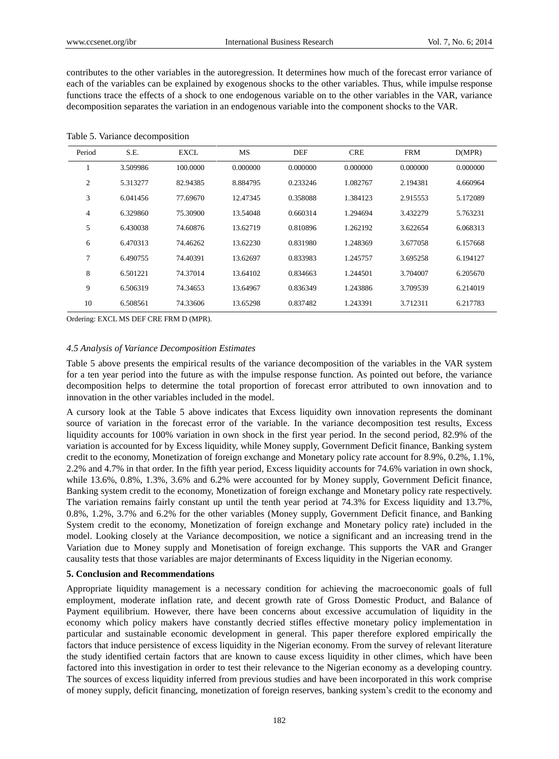contributes to the other variables in the autoregression. It determines how much of the forecast error variance of each of the variables can be explained by exogenous shocks to the other variables. Thus, while impulse response functions trace the effects of a shock to one endogenous variable on to the other variables in the VAR, variance decomposition separates the variation in an endogenous variable into the component shocks to the VAR.

Table 5. Variance decomposition

| Period | S.E. | EXCL | MS | DEF | CRE | FRM | D(MPR) |
|---|---|---|---|---|---|---|---|
| 1 | 3.509986 | 100.0000 | 0.000000 | 0.000000 | 0.000000 | 0.000000 | 0.000000 |
| 2 | 5.313277 | 82.94385 | 8.884795 | 0.233246 | 1.082767 | 2.194381 | 4.660964 |
| 3 | 6.041456 | 77.69670 | 12.47345 | 0.358088 | 1.384123 | 2.915553 | 5.172089 |
| 4 | 6.329860 | 75.30900 | 13.54048 | 0.660314 | 1.294694 | 3.432279 | 5.763231 |
| 5 | 6.430038 | 74.60876 | 13.62719 | 0.810896 | 1.262192 | 3.622654 | 6.068313 |
| 6 | 6.470313 | 74.46262 | 13.62230 | 0.831980 | 1.248369 | 3.677058 | 6.157668 |
| 7 | 6.490755 | 74.40391 | 13.62697 | 0.833983 | 1.245757 | 3.695258 | 6.194127 |
| 8 | 6.501221 | 74.37014 | 13.64102 | 0.834663 | 1.244501 | 3.704007 | 6.205670 |
| 9 | 6.506319 | 74.34653 | 13.64967 | 0.836349 | 1.243886 | 3.709539 | 6.214019 |
| 10 | 6.508561 | 74.33606 | 13.65298 | 0.837482 | 1.243391 | 3.712311 | 6.217783 |

Ordering: EXCL MS DEF CRE FRM D (MPR).

### *4.5 Analysis of Variance Decomposition Estimates*

Table 5 above presents the empirical results of the variance decomposition of the variables in the VAR system for a ten year period into the future as with the impulse response function. As pointed out before, the variance decomposition helps to determine the total proportion of forecast error attributed to own innovation and to innovation in the other variables included in the model.

A cursory look at the Table 5 above indicates that Excess liquidity own innovation represents the dominant source of variation in the forecast error of the variable. In the variance decomposition test results, Excess liquidity accounts for 100% variation in own shock in the first year period. In the second period, 82.9% of the variation is accounted for by Excess liquidity, while Money supply, Government Deficit finance, Banking system credit to the economy, Monetization of foreign exchange and Monetary policy rate account for 8.9%, 0.2%, 1.1%, 2.2% and 4.7% in that order. In the fifth year period, Excess liquidity accounts for 74.6% variation in own shock, while 13.6%, 0.8%, 1.3%, 3.6% and 6.2% were accounted for by Money supply, Government Deficit finance, Banking system credit to the economy, Monetization of foreign exchange and Monetary policy rate respectively. The variation remains fairly constant up until the tenth year period at 74.3% for Excess liquidity and 13.7%, 0.8%, 1.2%, 3.7% and 6.2% for the other variables (Money supply, Government Deficit finance, and Banking System credit to the economy, Monetization of foreign exchange and Monetary policy rate) included in the model. Looking closely at the Variance decomposition, we notice a significant and an increasing trend in the Variation due to Money supply and Monetisation of foreign exchange. This supports the VAR and Granger causality tests that those variables are major determinants of Excess liquidity in the Nigerian economy.

## 5. Conclusion and Recommendations

Appropriate liquidity management is a necessary condition for achieving the macroeconomic goals of full employment, moderate inflation rate, and decent growth rate of Gross Domestic Product, and Balance of Payment equilibrium. However, there have been concerns about excessive accumulation of liquidity in the economy which policy makers have constantly decried stifles effective monetary policy implementation in particular and sustainable economic development in general. This paper therefore explored empirically the factors that induce persistence of excess liquidity in the Nigerian economy. From the survey of relevant literature the study identified certain factors that are known to cause excess liquidity in other climes, which have been factored into this investigation in order to test their relevance to the Nigerian economy as a developing country. The sources of excess liquidity inferred from previous studies and have been incorporated in this work comprise of money supply, deficit financing, monetization of foreign reserves, banking system's credit to the economy and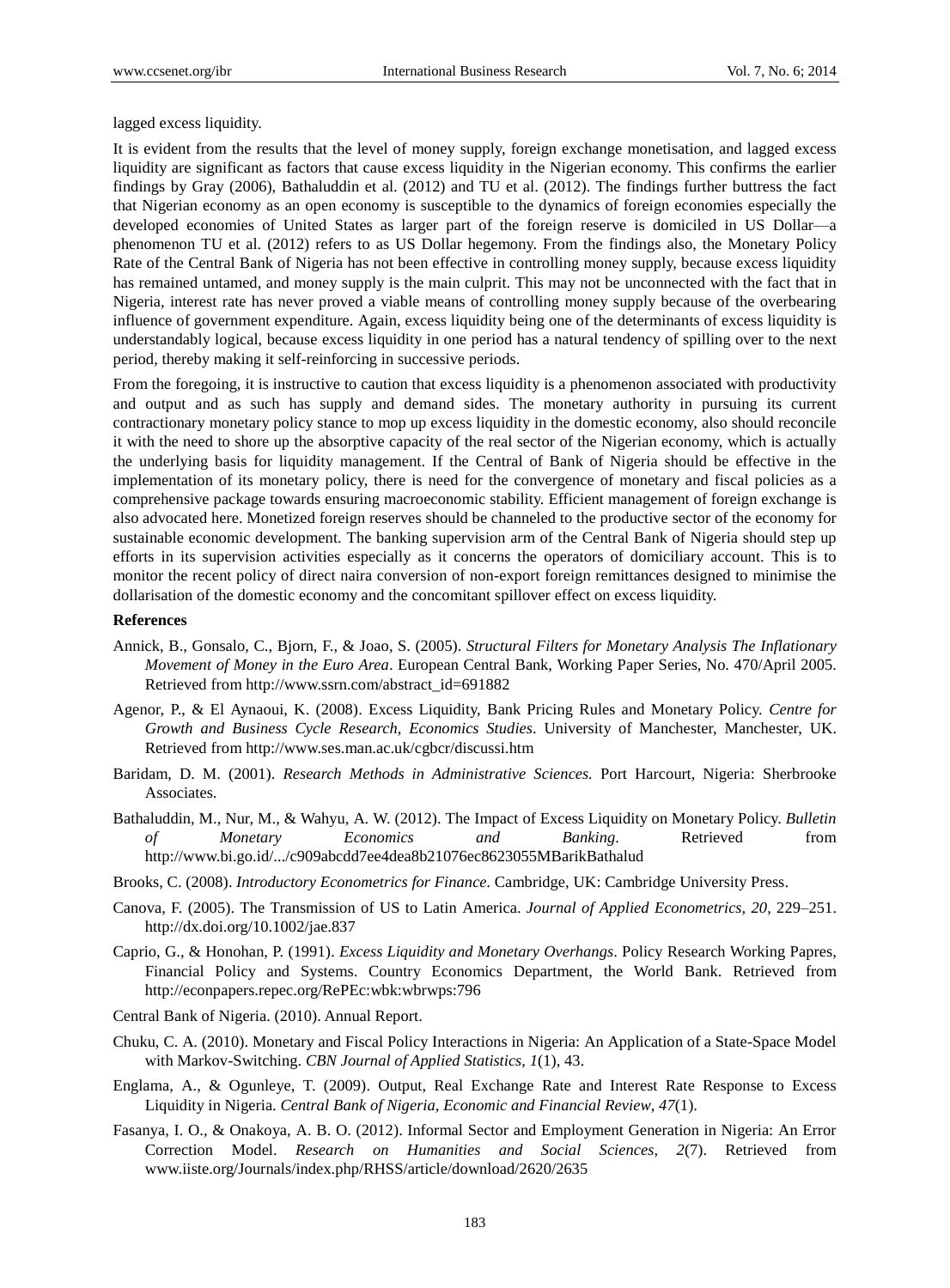lagged excess liquidity.

It is evident from the results that the level of money supply, foreign exchange monetisation, and lagged excess liquidity are significant as factors that cause excess liquidity in the Nigerian economy. This confirms the earlier findings by Gray (2006), Bathaluddin et al. (2012) and TU et al. (2012). The findings further buttress the fact that Nigerian economy as an open economy is susceptible to the dynamics of foreign economies especially the developed economies of United States as larger part of the foreign reserve is domiciled in US Dollar—a phenomenon TU et al. (2012) refers to as US Dollar hegemony. From the findings also, the Monetary Policy Rate of the Central Bank of Nigeria has not been effective in controlling money supply, because excess liquidity has remained untamed, and money supply is the main culprit. This may not be unconnected with the fact that in Nigeria, interest rate has never proved a viable means of controlling money supply because of the overbearing influence of government expenditure. Again, excess liquidity being one of the determinants of excess liquidity is understandably logical, because excess liquidity in one period has a natural tendency of spilling over to the next period, thereby making it self-reinforcing in successive periods.

From the foregoing, it is instructive to caution that excess liquidity is a phenomenon associated with productivity and output and as such has supply and demand sides. The monetary authority in pursuing its current contractionary monetary policy stance to mop up excess liquidity in the domestic economy, also should reconcile it with the need to shore up the absorptive capacity of the real sector of the Nigerian economy, which is actually the underlying basis for liquidity management. If the Central of Bank of Nigeria should be effective in the implementation of its monetary policy, there is need for the convergence of monetary and fiscal policies as a comprehensive package towards ensuring macroeconomic stability. Efficient management of foreign exchange is also advocated here. Monetized foreign reserves should be channeled to the productive sector of the economy for sustainable economic development. The banking supervision arm of the Central Bank of Nigeria should step up efforts in its supervision activities especially as it concerns the operators of domiciliary account. This is to monitor the recent policy of direct naira conversion of non-export foreign remittances designed to minimise the dollarisation of the domestic economy and the concomitant spillover effect on excess liquidity.

**References**

Annick, B., Gonsalo, C., Bjorn, F., & Joao, S. (2005). *Structural Filters for Monetary Analysis The Inflationary Movement of Money in the Euro Area*. European Central Bank, Working Paper Series, No. 470/April 2005. Retrieved from http://www.ssrn.com/abstract_id=691882

Agenor, P., & El Aynaoui, K. (2008). Excess Liquidity, Bank Pricing Rules and Monetary Policy. *Centre for Growth and Business Cycle Research, Economics Studies*. University of Manchester, Manchester, UK. Retrieved from http://www.ses.man.ac.uk/cgbcr/discussi.htm

Baridam, D. M. (2001). *Research Methods in Administrative Sciences.* Port Harcourt, Nigeria: Sherbrooke Associates.

Bathaluddin, M., Nur, M., & Wahyu, A. W. (2012). The Impact of Excess Liquidity on Monetary Policy. *Bulletin of Monetary Economics and Banking*. Retrieved from http://www.bi.go.id/.../c909abcdd7ee4dea8b21076ec8623055MBarikBathalud

Brooks, C. (2008). *Introductory Econometrics for Finance*. Cambridge, UK: Cambridge University Press.

Canova, F. (2005). The Transmission of US to Latin America. *Journal of Applied Econometrics*, *20*, 229–251. http://dx.doi.org/10.1002/jae.837

Caprio, G., & Honohan, P. (1991). *Excess Liquidity and Monetary Overhangs*. Policy Research Working Papres, Financial Policy and Systems. Country Economics Department, the World Bank. Retrieved from http://econpapers.repec.org/RePEc:wbk:wbrwps:796

Central Bank of Nigeria. (2010). Annual Report.

Chuku, C. A. (2010). Monetary and Fiscal Policy Interactions in Nigeria: An Application of a State-Space Model with Markov-Switching. *CBN Journal of Applied Statistics, 1*(1), 43.

Englama, A., & Ogunleye, T. (2009). Output, Real Exchange Rate and Interest Rate Response to Excess Liquidity in Nigeria. *Central Bank of Nigeria, Economic and Financial Review*, *47*(1).

Fasanya, I. O., & Onakoya, A. B. O. (2012). Informal Sector and Employment Generation in Nigeria: An Error Correction Model. *Research on Humanities and Social Sciences*, *2*(7). Retrieved from www.iiste.org/Journals/index.php/RHSS/article/download/2620/2635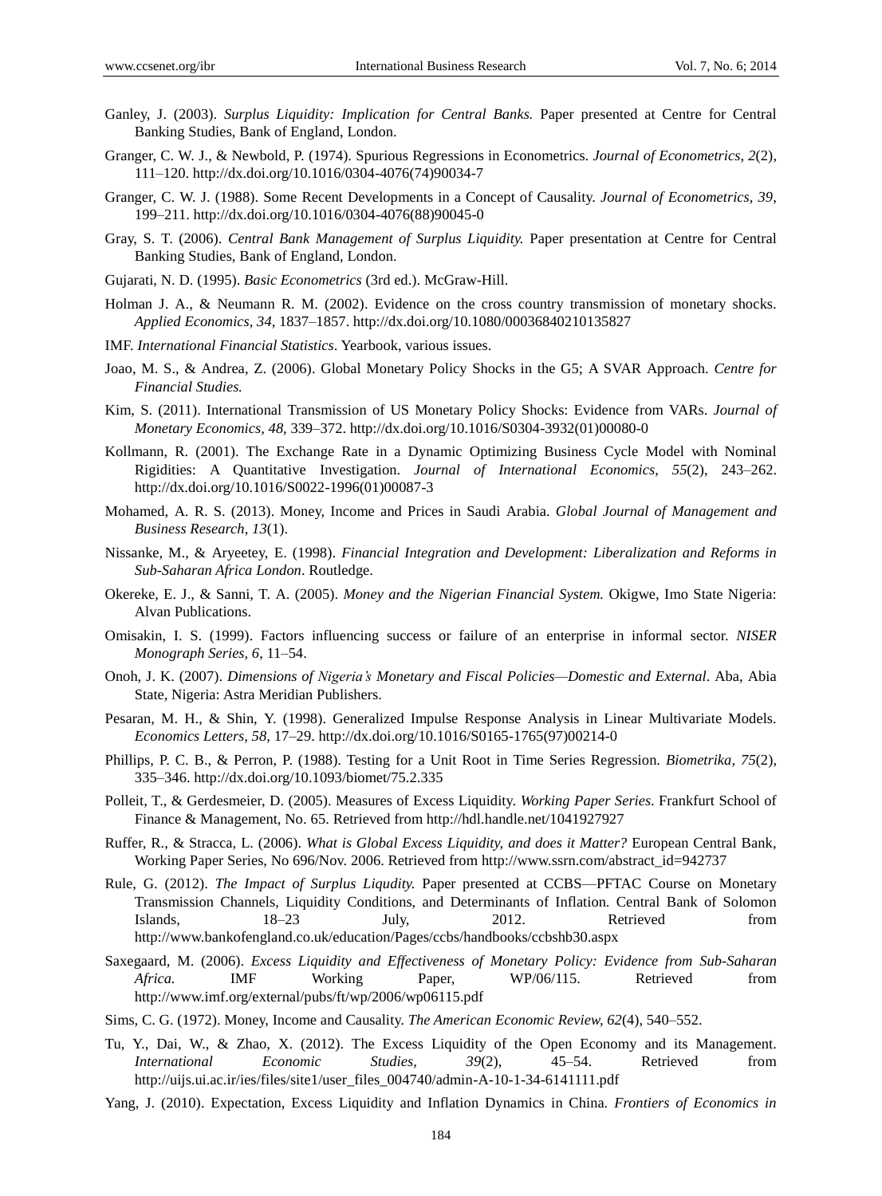Ganley, J. (2003). *Surplus Liquidity: Implication for Central Banks.* Paper presented at Centre for Central Banking Studies, Bank of England, London.

Granger, C. W. J., & Newbold, P. (1974). Spurious Regressions in Econometrics. *Journal of Econometrics, 2*(2), 111–120. http://dx.doi.org/10.1016/0304-4076(74)90034-7

Granger, C. W. J. (1988). Some Recent Developments in a Concept of Causality. *Journal of Econometrics, 39*, 199–211. http://dx.doi.org/10.1016/0304-4076(88)90045-0

Gray, S. T. (2006). *Central Bank Management of Surplus Liquidity.* Paper presentation at Centre for Central Banking Studies, Bank of England, London.

Gujarati, N. D. (1995). *Basic Econometrics* (3rd ed.). McGraw-Hill.

Holman J. A., & Neumann R. M. (2002). Evidence on the cross country transmission of monetary shocks. *Applied Economics, 34*, 1837–1857. http://dx.doi.org/10.1080/00036840210135827

IMF. *International Financial Statistics*. Yearbook, various issues.

Joao, M. S., & Andrea, Z. (2006). Global Monetary Policy Shocks in the G5; A SVAR Approach. *Centre for Financial Studies.*

Kim, S. (2011). International Transmission of US Monetary Policy Shocks: Evidence from VARs. *Journal of Monetary Economics, 48*, 339–372. http://dx.doi.org/10.1016/S0304-3932(01)00080-0

Kollmann, R. (2001). The Exchange Rate in a Dynamic Optimizing Business Cycle Model with Nominal Rigidities: A Quantitative Investigation. *Journal of International Economics*, *55*(2), 243–262. http://dx.doi.org/10.1016/S0022-1996(01)00087-3

Mohamed, A. R. S. (2013). Money, Income and Prices in Saudi Arabia. *Global Journal of Management and Business Research*, *13*(1).

Nissanke, M., & Aryeetey, E. (1998). *Financial Integration and Development: Liberalization and Reforms in Sub-Saharan Africa London*. Routledge.

Okereke, E. J., & Sanni, T. A. (2005). *Money and the Nigerian Financial System.* Okigwe, Imo State Nigeria: Alvan Publications.

Omisakin, I. S. (1999). Factors influencing success or failure of an enterprise in informal sector. *NISER Monograph Series, 6*, 11–54.

Onoh, J. K. (2007). *Dimensions of Nigeria's Monetary and Fiscal Policies—Domestic and External*. Aba, Abia State, Nigeria: Astra Meridian Publishers.

Pesaran, M. H., & Shin, Y. (1998). Generalized Impulse Response Analysis in Linear Multivariate Models. *Economics Letters, 58*, 17–29. http://dx.doi.org/10.1016/S0165-1765(97)00214-0

Phillips, P. C. B., & Perron, P. (1988). Testing for a Unit Root in Time Series Regression. *Biometrika, 75*(2), 335–346. http://dx.doi.org/10.1093/biomet/75.2.335

Polleit, T., & Gerdesmeier, D. (2005). Measures of Excess Liquidity. *Working Paper Series*. Frankfurt School of Finance & Management, No. 65. Retrieved from http://hdl.handle.net/1041927927

Ruffer, R., & Stracca, L. (2006). *What is Global Excess Liquidity, and does it Matter?* European Central Bank, Working Paper Series, No 696/Nov. 2006. Retrieved from http://www.ssrn.com/abstract_id=942737

Rule, G. (2012). *The Impact of Surplus Liqudity.* Paper presented at CCBS—PFTAC Course on Monetary Transmission Channels, Liquidity Conditions, and Determinants of Inflation. Central Bank of Solomon Islands, 18–23 July, 2012. Retrieved from http://www.bankofengland.co.uk/education/Pages/ccbs/handbooks/ccbshb30.aspx

Saxegaard, M. (2006). *Excess Liquidity and Effectiveness of Monetary Policy: Evidence from Sub-Saharan Africa.* IMF Working Paper, WP/06/115. Retrieved from http://www.imf.org/external/pubs/ft/wp/2006/wp06115.pdf

Sims, C. G. (1972). Money, Income and Causality. *The American Economic Review, 62*(4), 540–552.

Tu, Y., Dai, W., & Zhao, X. (2012). The Excess Liquidity of the Open Economy and its Management. *International Economic Studies, 39*(2), 45–54. Retrieved from http://uijs.ui.ac.ir/ies/files/site1/user_files_004740/admin-A-10-1-34-6141111.pdf

Yang, J. (2010). Expectation, Excess Liquidity and Inflation Dynamics in China. *Frontiers of Economics in*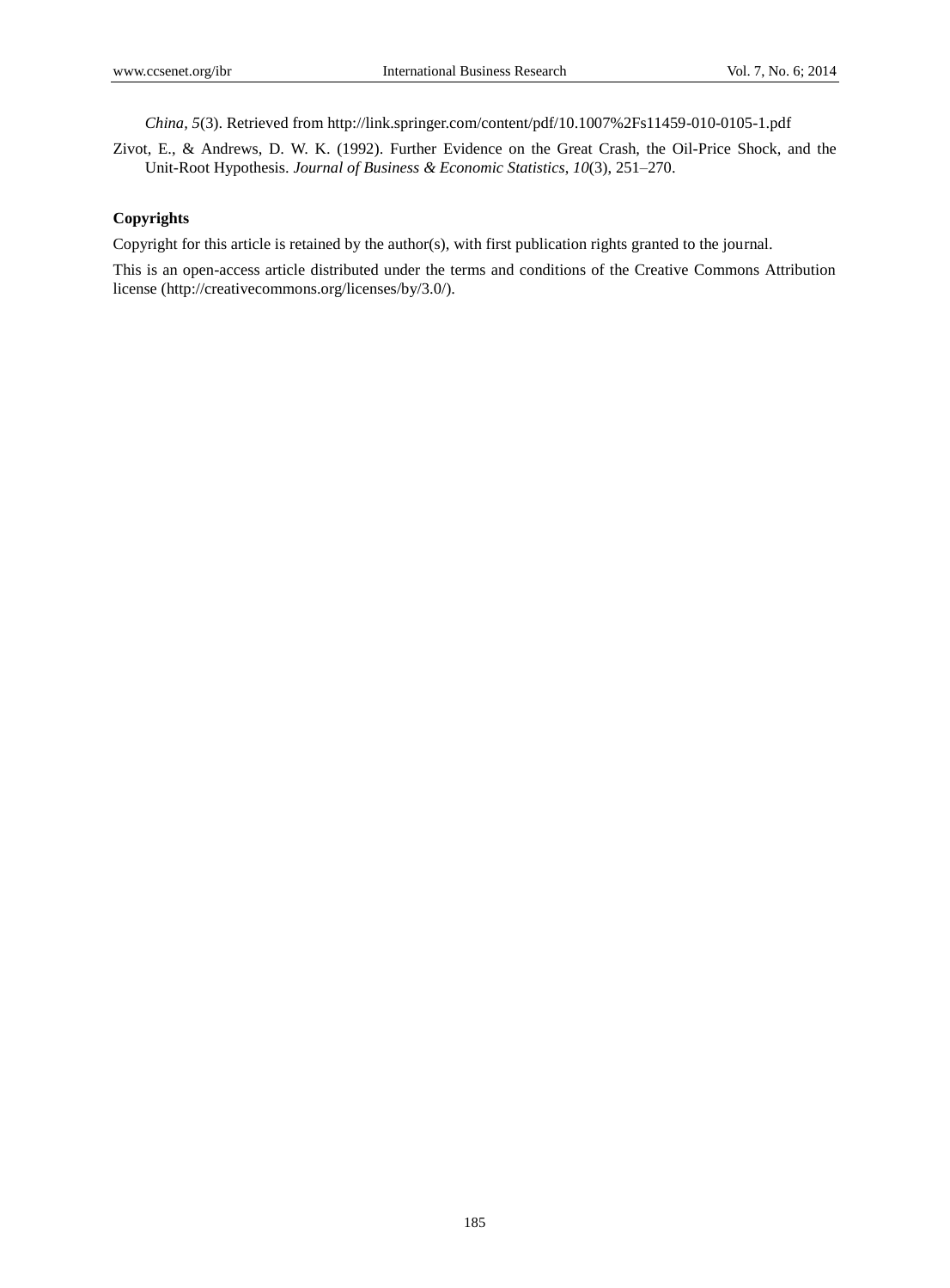*China, 5*(3). Retrieved from http://link.springer.com/content/pdf/10.1007%2Fs11459-010-0105-1.pdf

Zivot, E., & Andrews, D. W. K. (1992). Further Evidence on the Great Crash, the Oil-Price Shock, and the Unit-Root Hypothesis. *Journal of Business & Economic Statistics*, *10*(3), 251–270.

**Copyrights**

Copyright for this article is retained by the author(s), with first publication rights granted to the journal.

This is an open-access article distributed under the terms and conditions of the Creative Commons Attribution license (http://creativecommons.org/licenses/by/3.0/).